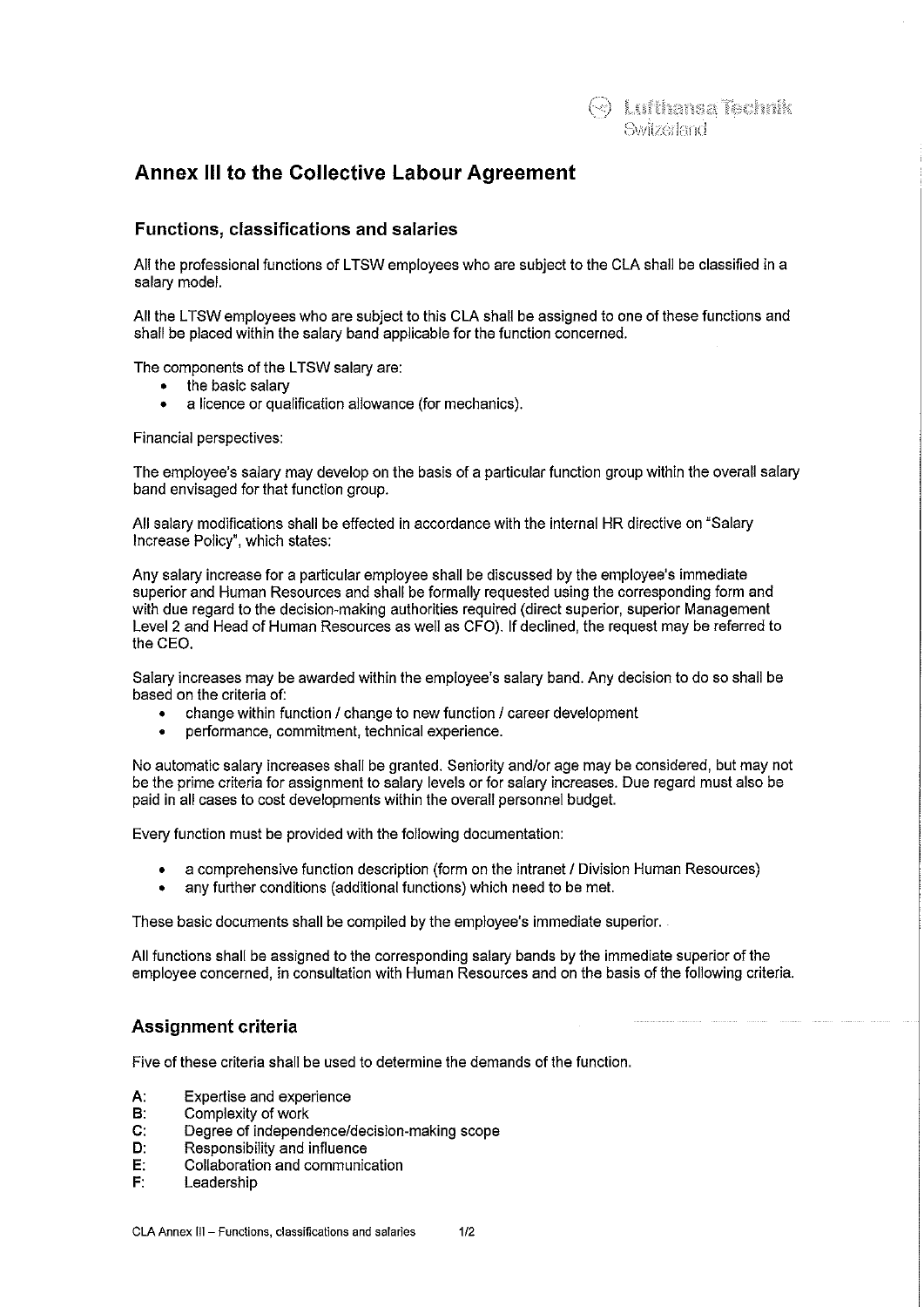# Annex III to the Collective Labour Agreement

## Functions, classifications and salaries

All the professional functions of LTSW employees who are subject to the CLA shall be classified in a salary model.

All the LTSW employees who are subject to this CLA shall be assigned to one of these functions and shall be placed within the salary band applicable for the function concerned.

The components of the LTSW salary are:

- the basic salary
- a licence or qualification allowance (for mechanics).

Financial perspectives:

The employee's salary may develop on the basis of a particular function group within the overall salary band envisaged for that function group.

All salary modifications shall be effected in accordance with the internal HR directive on "Salary Increase Policy", which states:

Any salary increase for a particular employee shall be discussed by the employee's immediate superior and Human Resources and shall be formally requested using the corresponding form and with due regard to the decision-making authorities required (direct superior, superior Management Level 2 and Head of Human Resources as well as CFO). If declined, the request may be referred to the CEO.

Salary increases may be awarded within the employee's salary band. Any decision to do so shall be based on the criteria of:

- change within function / change to new function / career development
- performance, commitment, technical experience.

No automatic salary increases shall be granted. Seniority and/or age may be considered, but may not be the prime criteria for assignment to salary levels or for salary increases. Due regard must also be paid in all cases to cost developments within the overall personnel budget.

Every function must be provided with the following documentation:

- a comprehensive function description (form on the intranet / Division Human Resources)
- any further conditions (additional functions) which need to be met.

These basic documents shall be compiled by the employee's immediate superior.

All functions shall be assigned to the corresponding salary bands by the immediate superior of the employee concerned, in consultation with Human Resources and on the basis of the following criteria.

## Assignment criteria

Five of these criteria shall be used to determine the demands of the function.

**A:** Expertise and experience
**B:** Complexity of work
**C:** Degree of independence/decision-making scope
**D:** Responsibility and influence
**E:** Collaboration and communication
**F:** Leadership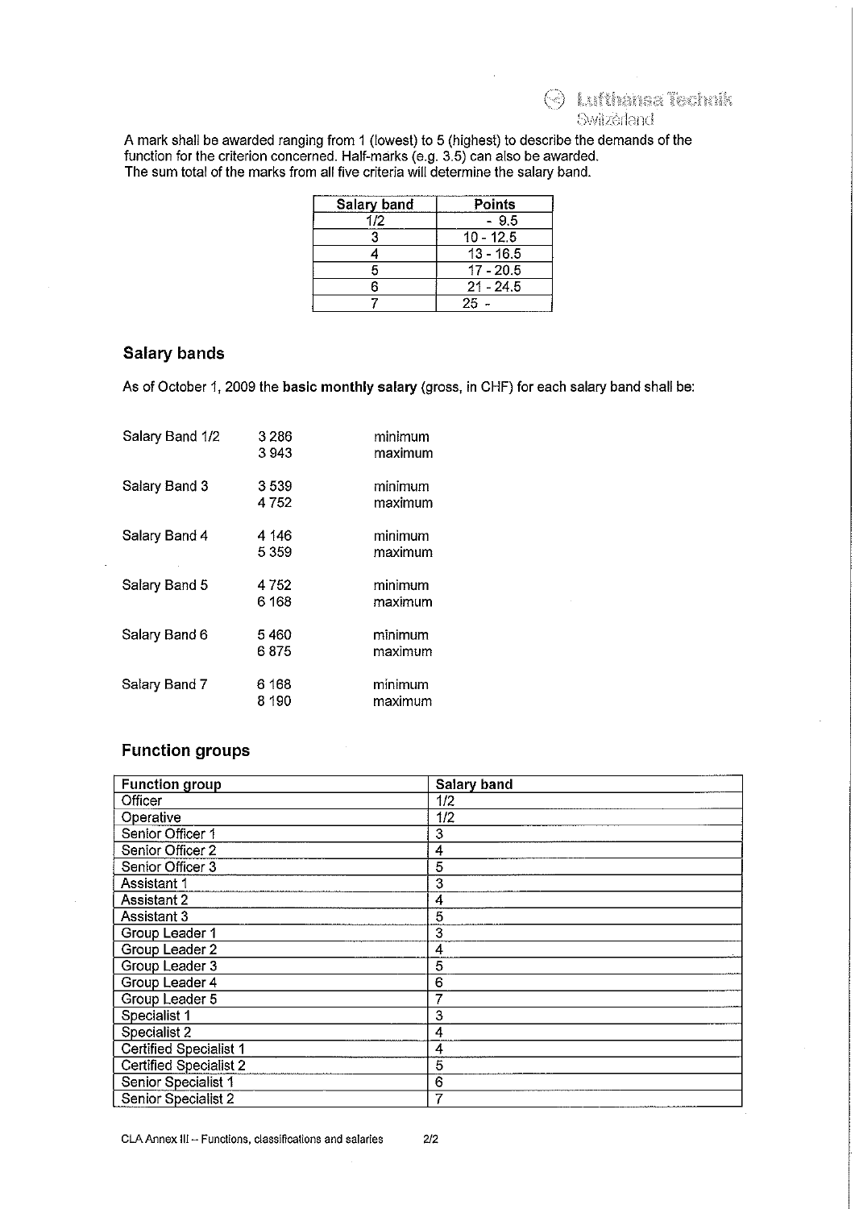A mark shall be awarded ranging from 1 (lowest) to 5 (highest) to describe the demands of the function for the criterion concerned. Half-marks (e.g. 3.5) can also be awarded.
The sum total of the marks from all five criteria will determine the salary band.

| Salary band | Points |
|---|---|
| 1/2 | - 9.5 |
| 3 | 10 - 12.5 |
| 4 | 13 - 16.5 |
| 5 | 17 - 20.5 |
| 6 | 21 - 24.5 |
| 7 | 25 - |

## Salary bands

As of October 1, 2009 the **basic monthly salary** (gross, in CHF) for each salary band shall be:

| | | |
|---|---|---|
| Salary Band 1/2 | 3 286 | minimum |
| | 3 943 | maximum |
| Salary Band 3 | 3 539 | minimum |
| | 4 752 | maximum |
| Salary Band 4 | 4 146 | minimum |
| | 5 359 | maximum |
| Salary Band 5 | 4 752 | minimum |
| | 6 168 | maximum |
| Salary Band 6 | 5 460 | minimum |
| | 6 875 | maximum |
| Salary Band 7 | 6 168 | minimum |
| | 8 190 | maximum |

## Function groups

| Function group | Salary band |
|---|---|
| Officer | 1/2 |
| Operative | 1/2 |
| Senior Officer 1 | 3 |
| Senior Officer 2 | 4 |
| Senior Officer 3 | 5 |
| Assistant 1 | 3 |
| Assistant 2 | 4 |
| Assistant 3 | 5 |
| Group Leader 1 | 3 |
| Group Leader 2 | 4 |
| Group Leader 3 | 5 |
| Group Leader 4 | 6 |
| Group Leader 5 | 7 |
| Specialist 1 | 3 |
| Specialist 2 | 4 |
| Certified Specialist 1 | 4 |
| Certified Specialist 2 | 5 |
| Senior Specialist 1 | 6 |
| Senior Specialist 2 | 7 |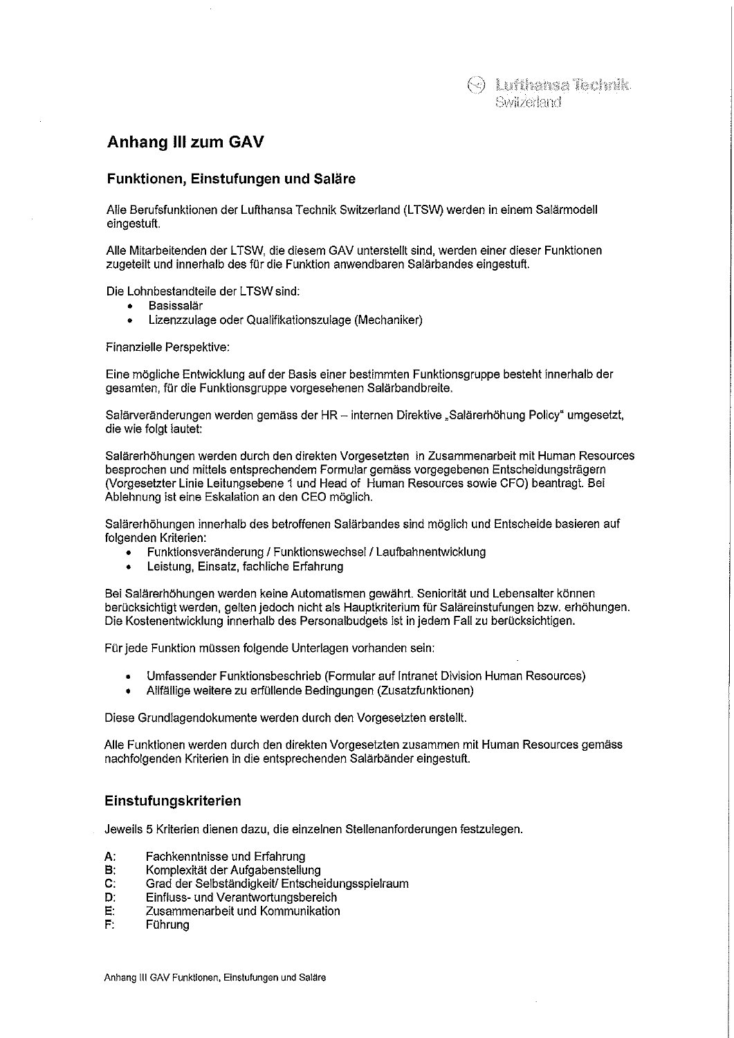# Anhang III zum GAV

## Funktionen, Einstufungen und Saläre

Alle Berufsfunktionen der Lufthansa Technik Switzerland (LTSW) werden in einem Salärmodell eingestuft.

Alle Mitarbeitenden der LTSW, die diesem GAV unterstellt sind, werden einer dieser Funktionen zugeteilt und innerhalb des für die Funktion anwendbaren Salärbandes eingestuft.

Die Lohnbestandteile der LTSW sind:

- Basissalär
- Lizenzzulage oder Qualifikationszulage (Mechaniker)

Finanzielle Perspektive:

Eine mögliche Entwicklung auf der Basis einer bestimmten Funktionsgruppe besteht innerhalb der gesamten, für die Funktionsgruppe vorgesehenen Salärbandbreite.

Salärveränderungen werden gemäss der HR – internen Direktive „Salärerhöhung Policy" umgesetzt, die wie folgt lautet:

Salärerhöhungen werden durch den direkten Vorgesetzten in Zusammenarbeit mit Human Resources besprochen und mittels entsprechendem Formular gemäss vorgegebenen Entscheidungsträgern (Vorgesetzter Linie Leitungsebene 1 und Head of Human Resources sowie CFO) beantragt. Bei Ablehnung ist eine Eskalation an den CEO möglich.

Salärerhöhungen innerhalb des betroffenen Salärbandes sind möglich und Entscheide basieren auf folgenden Kriterien:

- Funktionsveränderung / Funktionswechsel / Laufbahnentwicklung
- Leistung, Einsatz, fachliche Erfahrung

Bei Salärerhöhungen werden keine Automatismen gewährt. Seniorität und Lebensalter können berücksichtigt werden, gelten jedoch nicht als Hauptkriterium für Saläreinstufungen bzw. erhöhungen. Die Kostenentwicklung innerhalb des Personalbudgets ist in jedem Fall zu berücksichtigen.

Für jede Funktion müssen folgende Unterlagen vorhanden sein:

- Umfassender Funktionsbeschrieb (Formular auf Intranet Division Human Resources)
- Allfällige weitere zu erfüllende Bedingungen (Zusatzfunktionen)

Diese Grundlagendokumente werden durch den Vorgesetzten erstellt.

Alle Funktionen werden durch den direkten Vorgesetzten zusammen mit Human Resources gemäss nachfolgenden Kriterien in die entsprechenden Salärbänder eingestuft.

## Einstufungskriterien

Jeweils 5 Kriterien dienen dazu, die einzelnen Stellenanforderungen festzulegen.

A: Fachkenntnisse und Erfahrung  
B: Komplexität der Aufgabenstellung  
C: Grad der Selbständigkeit/ Entscheidungsspielraum  
D: Einfluss- und Verantwortungsbereich  
E: Zusammenarbeit und Kommunikation  
F: Führung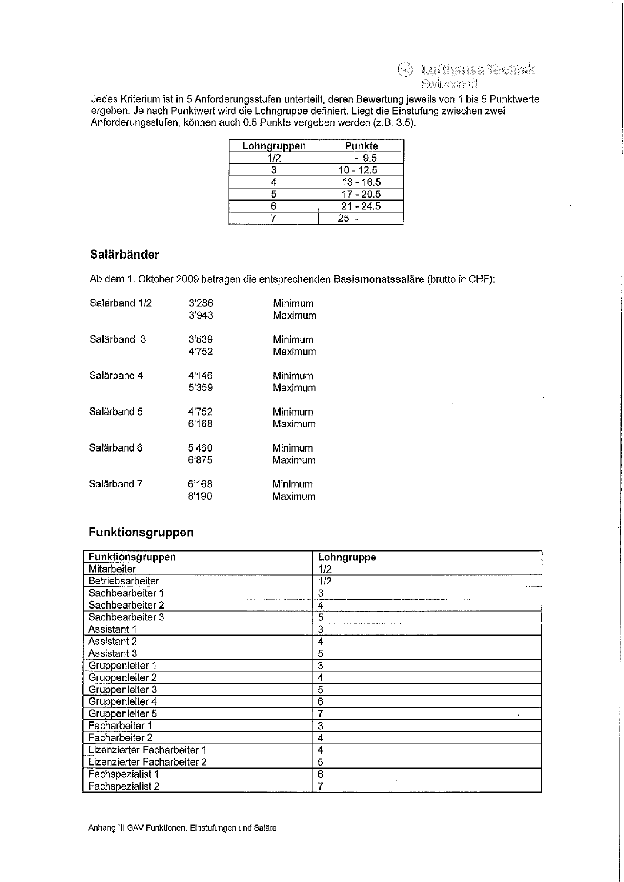Jedes Kriterium ist in 5 Anforderungsstufen unterteilt, deren Bewertung jeweils von 1 bis 5 Punktwerte ergeben. Je nach Punktwert wird die Lohngruppe definiert. Liegt die Einstufung zwischen zwei Anforderungsstufen, können auch 0.5 Punkte vergeben werden (z.B. 3.5).

| Lohngruppen | Punkte |
|---|---|
| 1/2 | - 9.5 |
| 3 | 10 - 12.5 |
| 4 | 13 - 16.5 |
| 5 | 17 - 20.5 |
| 6 | 21 - 24.5 |
| 7 | 25 - |

## Salärbänder

Ab dem 1. Oktober 2009 betragen die entsprechenden **Basismonatssaläre** (brutto in CHF):

| | | |
|---|---|---|
| Salärband 1/2 | 3'286 | Minimum |
| | 3'943 | Maximum |
| Salärband 3 | 3'539 | Minimum |
| | 4'752 | Maximum |
| Salärband 4 | 4'146 | Minimum |
| | 5'359 | Maximum |
| Salärband 5 | 4'752 | Minimum |
| | 6'168 | Maximum |
| Salärband 6 | 5'460 | Minimum |
| | 6'875 | Maximum |
| Salärband 7 | 6'168 | Minimum |
| | 8'190 | Maximum |

## Funktionsgruppen

| Funktionsgruppen | Lohngruppe |
|---|---|
| Mitarbeiter | 1/2 |
| Betriebsarbeiter | 1/2 |
| Sachbearbeiter 1 | 3 |
| Sachbearbeiter 2 | 4 |
| Sachbearbeiter 3 | 5 |
| Assistant 1 | 3 |
| Assistant 2 | 4 |
| Assistant 3 | 5 |
| Gruppenleiter 1 | 3 |
| Gruppenleiter 2 | 4 |
| Gruppenleiter 3 | 5 |
| Gruppenleiter 4 | 6 |
| Gruppenleiter 5 | 7 |
| Facharbeiter 1 | 3 |
| Facharbeiter 2 | 4 |
| Lizenzierter Facharbeiter 1 | 4 |
| Lizenzierter Facharbeiter 2 | 5 |
| Fachspezialist 1 | 6 |
| Fachspezialist 2 | 7 |